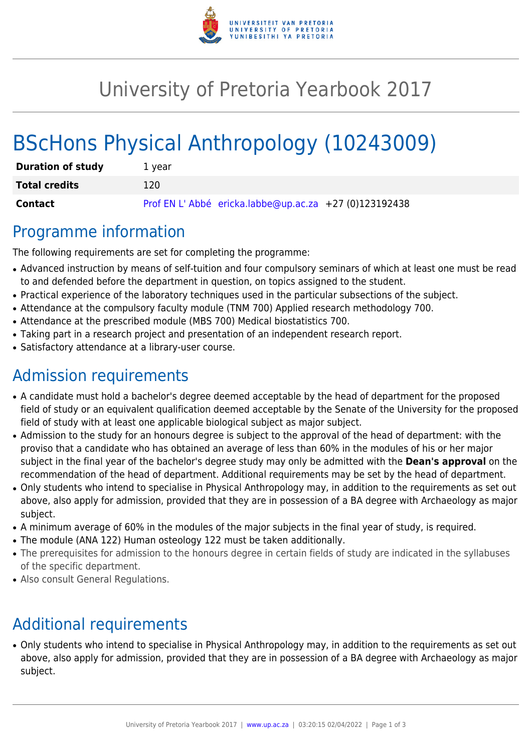# University of Pretoria Yearbook 2017

# BScHons Physical Anthropology (10243009)

| | |
|---|---|
| **Duration of study** | 1 year |
| **Total credits** | 120 |
| **Contact** | Prof EN L' Abbé ericka.labbe@up.ac.za +27 (0)123192438 |

## Programme information

The following requirements are set for completing the programme:

- Advanced instruction by means of self-tuition and four compulsory seminars of which at least one must be read to and defended before the department in question, on topics assigned to the student.
- Practical experience of the laboratory techniques used in the particular subsections of the subject.
- Attendance at the compulsory faculty module (TNM 700) Applied research methodology 700.
- Attendance at the prescribed module (MBS 700) Medical biostatistics 700.
- Taking part in a research project and presentation of an independent research report.
- Satisfactory attendance at a library-user course.

## Admission requirements

- A candidate must hold a bachelor's degree deemed acceptable by the head of department for the proposed field of study or an equivalent qualification deemed acceptable by the Senate of the University for the proposed field of study with at least one applicable biological subject as major subject.
- Admission to the study for an honours degree is subject to the approval of the head of department: with the proviso that a candidate who has obtained an average of less than 60% in the modules of his or her major subject in the final year of the bachelor's degree study may only be admitted with the **Dean's approval** on the recommendation of the head of department. Additional requirements may be set by the head of department.
- Only students who intend to specialise in Physical Anthropology may, in addition to the requirements as set out above, also apply for admission, provided that they are in possession of a BA degree with Archaeology as major subject.
- A minimum average of 60% in the modules of the major subjects in the final year of study, is required.
- The module (ANA 122) Human osteology 122 must be taken additionally.
- The prerequisites for admission to the honours degree in certain fields of study are indicated in the syllabuses of the specific department.
- Also consult General Regulations.

## Additional requirements

- Only students who intend to specialise in Physical Anthropology may, in addition to the requirements as set out above, also apply for admission, provided that they are in possession of a BA degree with Archaeology as major subject.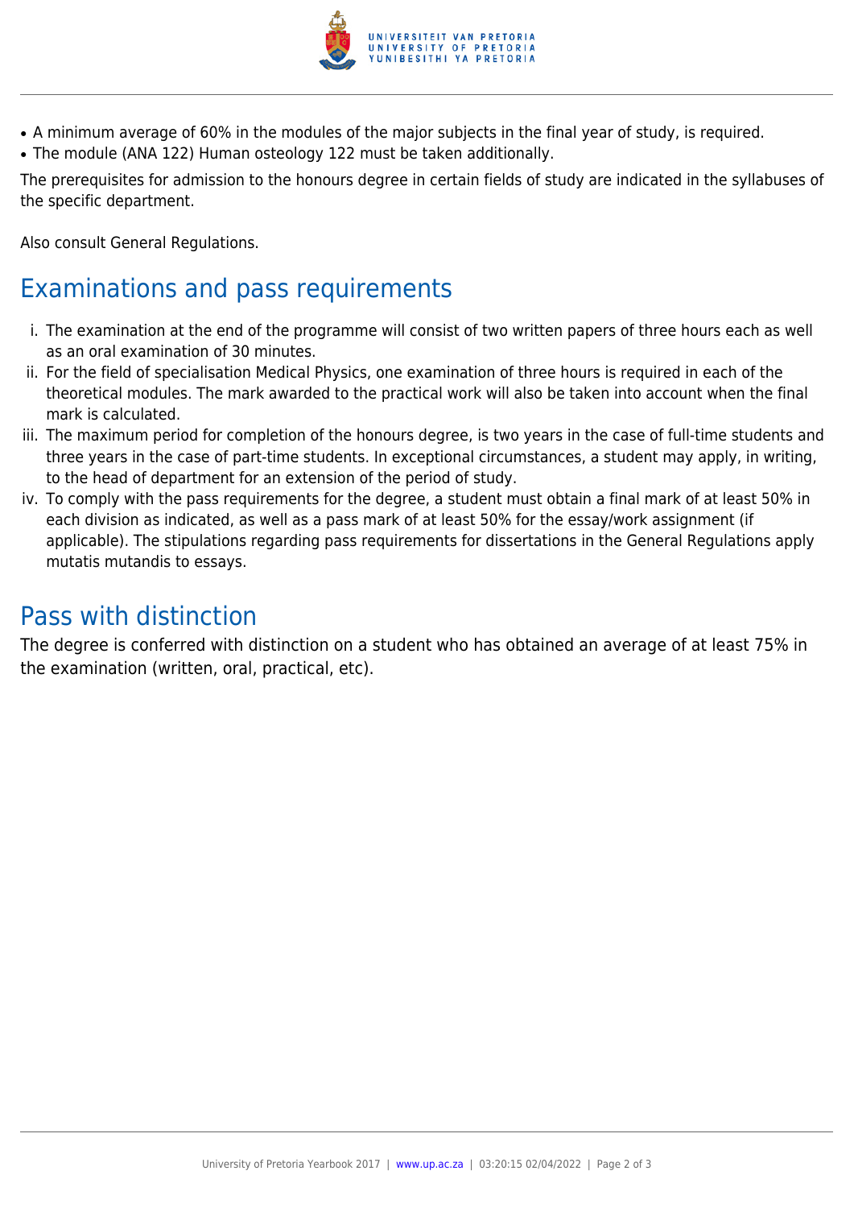- A minimum average of 60% in the modules of the major subjects in the final year of study, is required.
- The module (ANA 122) Human osteology 122 must be taken additionally.

The prerequisites for admission to the honours degree in certain fields of study are indicated in the syllabuses of the specific department.

Also consult General Regulations.

## Examinations and pass requirements

i. The examination at the end of the programme will consist of two written papers of three hours each as well as an oral examination of 30 minutes.
ii. For the field of specialisation Medical Physics, one examination of three hours is required in each of the theoretical modules. The mark awarded to the practical work will also be taken into account when the final mark is calculated.
iii. The maximum period for completion of the honours degree, is two years in the case of full-time students and three years in the case of part-time students. In exceptional circumstances, a student may apply, in writing, to the head of department for an extension of the period of study.
iv. To comply with the pass requirements for the degree, a student must obtain a final mark of at least 50% in each division as indicated, as well as a pass mark of at least 50% for the essay/work assignment (if applicable). The stipulations regarding pass requirements for dissertations in the General Regulations apply mutatis mutandis to essays.

## Pass with distinction

The degree is conferred with distinction on a student who has obtained an average of at least 75% in the examination (written, oral, practical, etc).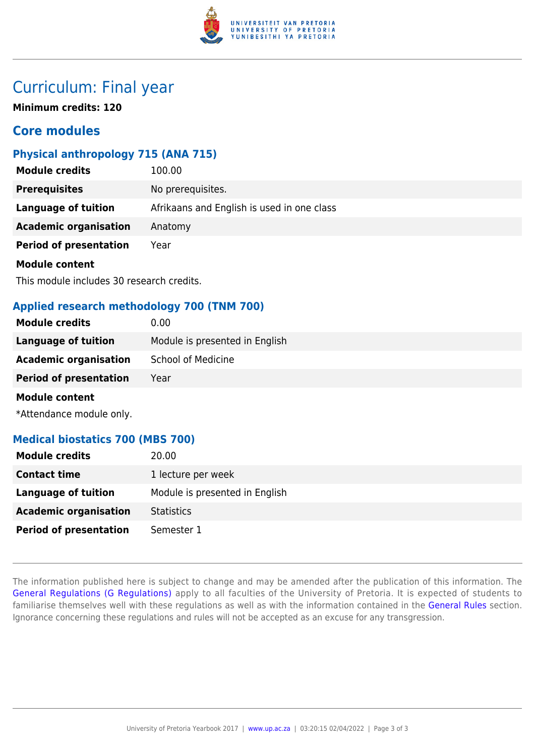# Curriculum: Final year

**Minimum credits: 120**

## Core modules

### Physical anthropology 715 (ANA 715)

| | |
|---|---|
| **Module credits** | 100.00 |
| **Prerequisites** | No prerequisites. |
| **Language of tuition** | Afrikaans and English is used in one class |
| **Academic organisation** | Anatomy |
| **Period of presentation** | Year |

**Module content**

This module includes 30 research credits.

### Applied research methodology 700 (TNM 700)

| | |
|---|---|
| **Module credits** | 0.00 |
| **Language of tuition** | Module is presented in English |
| **Academic organisation** | School of Medicine |
| **Period of presentation** | Year |

**Module content**

*Attendance module only.

### Medical biostatics 700 (MBS 700)

| | |
|---|---|
| **Module credits** | 20.00 |
| **Contact time** | 1 lecture per week |
| **Language of tuition** | Module is presented in English |
| **Academic organisation** | Statistics |
| **Period of presentation** | Semester 1 |

The information published here is subject to change and may be amended after the publication of this information. The General Regulations (G Regulations) apply to all faculties of the University of Pretoria. It is expected of students to familiarise themselves well with these regulations as well as with the information contained in the General Rules section. Ignorance concerning these regulations and rules will not be accepted as an excuse for any transgression.